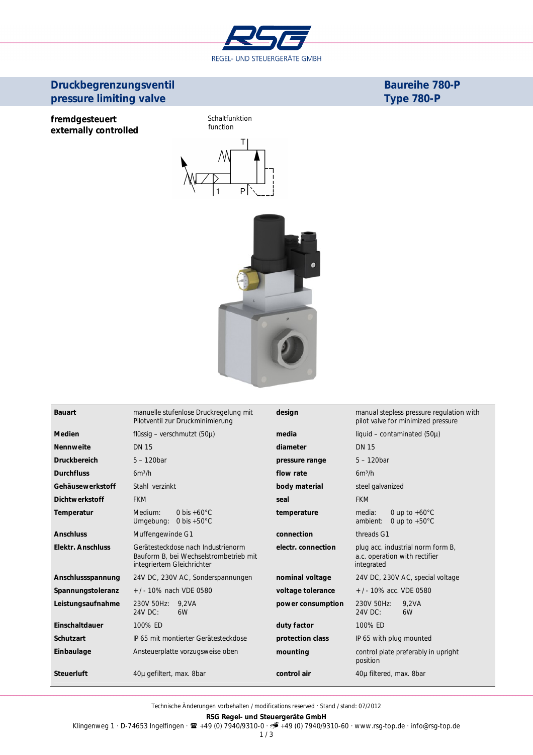RSG
REGEL- UND STEUERGERÄTE GMBH

# Druckbegrenzungsventil
# pressure limiting valve

# Baureihe 780-P
# Type 780-P

**fremdgesteuert**
**externally controlled**

Schaltfunktion
function

| | | | |
|---|---|---|---|
| **Bauart** | manuelle stufenlose Druckregelung mit Pilotventil zur Druckminimierung | **design** | manual stepless pressure regulation with pilot valve for minimized pressure |
| **Medien** | flüssig – verschmutzt (50µ) | **media** | liquid – contaminated (50µ) |
| **Nennweite** | DN 15 | **diameter** | DN 15 |
| **Druckbereich** | 5 – 120bar | **pressure range** | 5 – 120bar |
| **Durchfluss** | $6m^3/h$ | **flow rate** | $6m^3/h$ |
| **Gehäusewerkstoff** | Stahl verzinkt | **body material** | steel galvanized |
| **Dichtwerkstoff** | FKM | **seal** | FKM |
| **Temperatur** | Medium: 0 bis +60°C<br>Umgebung: 0 bis +50°C | **temperature** | media: 0 up to +60°C<br>ambient: 0 up to +50°C |
| **Anschluss** | Muffengewinde G1 | **connection** | threads G1 |
| **Elektr. Anschluss** | Gerätesteckdose nach Industrienorm Bauform B, bei Wechselstrombetrieb mit integriertem Gleichrichter | **electr. connection** | plug acc. industrial norm form B, a.c. operation with rectifier integrated |
| **Anschlussspannung** | 24V DC, 230V AC, Sonderspannungen | **nominal voltage** | 24V DC, 230V AC, special voltage |
| **Spannungstoleranz** | +/- 10% nach VDE 0580 | **voltage tolerance** | +/- 10% acc. VDE 0580 |
| **Leistungsaufnahme** | 230V 50Hz: 9,2VA<br>24V DC: 6W | **power consumption** | 230V 50Hz: 9,2VA<br>24V DC: 6W |
| **Einschaltdauer** | 100% ED | **duty factor** | 100% ED |
| **Schutzart** | IP 65 mit montierter Gerätesteckdose | **protection class** | IP 65 with plug mounted |
| **Einbaulage** | Ansteuerplatte vorzugsweise oben | **mounting** | control plate preferably in upright position |
| **Steuerluft** | 40µ gefiltert, max. 8bar | **control air** | 40µ filtered, max. 8bar |

Technische Änderungen vorbehalten / modifications reserved · Stand / stand: 07/2012

**RSG Regel- und Steuergeräte GmbH**
Klingenweg 1 · D-74653 Ingelfingen · ☎ +49 (0) 7940/9310-0 · 📠 +49 (0) 7940/9310-60 · www.rsg-top.de · info@rsg-top.de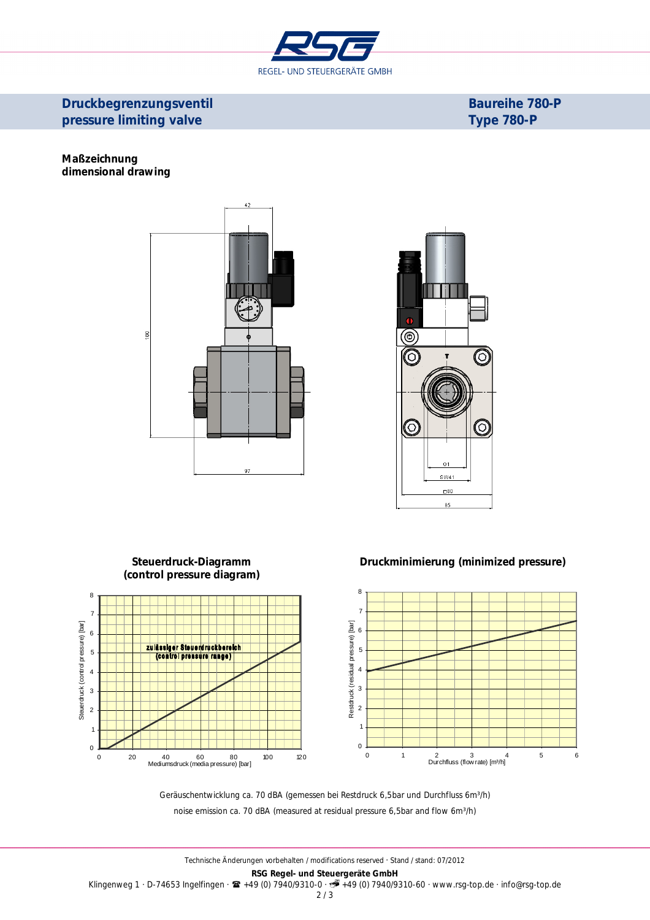## Druckbegrenzungsventil
## pressure limiting valve

**Baureihe 780-P**
**Type 780-P**

### Maßzeichnung
### dimensional drawing

42

180

97

G1

SW41

□80

85

### Steuerdruck-Diagramm (control pressure diagram)

zulässiger Steuerdruckbereich (control pressure range)

Steuerdruck (control pressure) [bar]

Mediumsdruck (media pressure) [bar]

### Druckminimierung (minimized pressure)

Restdruck (residual pressure) [bar]

Durchfluss (flow rate) [m³/h]

Geräuschentwicklung ca. 70 dBA (gemessen bei Restdruck 6,5bar und Durchfluss 6m³/h)

noise emission ca. 70 dBA (measured at residual pressure 6,5bar and flow 6m³/h)

Technische Änderungen vorbehalten / modifications reserved · Stand / stand: 07/2012

**RSG Regel- und Steuergeräte GmbH**

Klingenweg 1 · D-74653 Ingelfingen · ☎ +49 (0) 7940/9310-0 · +49 (0) 7940/9310-60 · www.rsg-top.de · info@rsg-top.de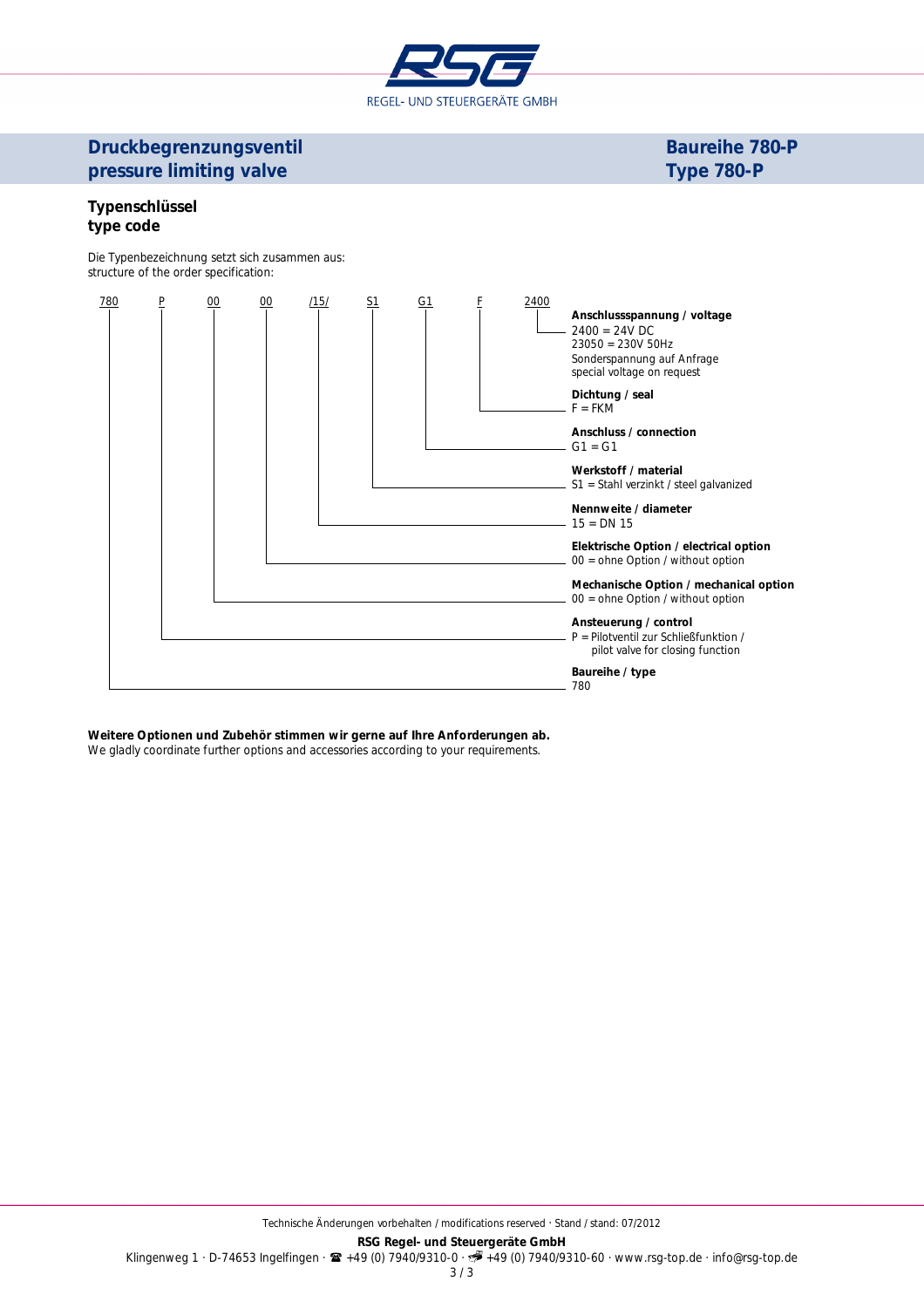## Druckbegrenzungsventil
## pressure limiting valve

## Baureihe 780-P
## Type 780-P

### Typenschlüssel
### type code

Die Typenbezeichnung setzt sich zusammen aus:
structure of the order specification:

780 P 00 00 /15/ S1 G1 F 2400

**Anschlussspannung / voltage**
2400 = 24V DC
23050 = 230V 50Hz
Sonderspannung auf Anfrage
special voltage on request

**Dichtung / seal**
F = FKM

**Anschluss / connection**
G1 = G1

**Werkstoff / material**
S1 = Stahl verzinkt / steel galvanized

**Nennweite / diameter**
15 = DN 15

**Elektrische Option / electrical option**
00 = ohne Option / without option

**Mechanische Option / mechanical option**
00 = ohne Option / without option

**Ansteuerung / control**
P = Pilotventil zur Schließfunktion / pilot valve for closing function

**Baureihe / type**
780

**Weitere Optionen und Zubehör stimmen wir gerne auf Ihre Anforderungen ab.**
We gladly coordinate further options and accessories according to your requirements.

Technische Änderungen vorbehalten / modifications reserved · Stand / stand: 07/2012

**RSG Regel- und Steuergeräte GmbH**
Klingenweg 1 · D-74653 Ingelfingen · ☎ +49 (0) 7940/9310-0 · +49 (0) 7940/9310-60 · www.rsg-top.de · info@rsg-top.de